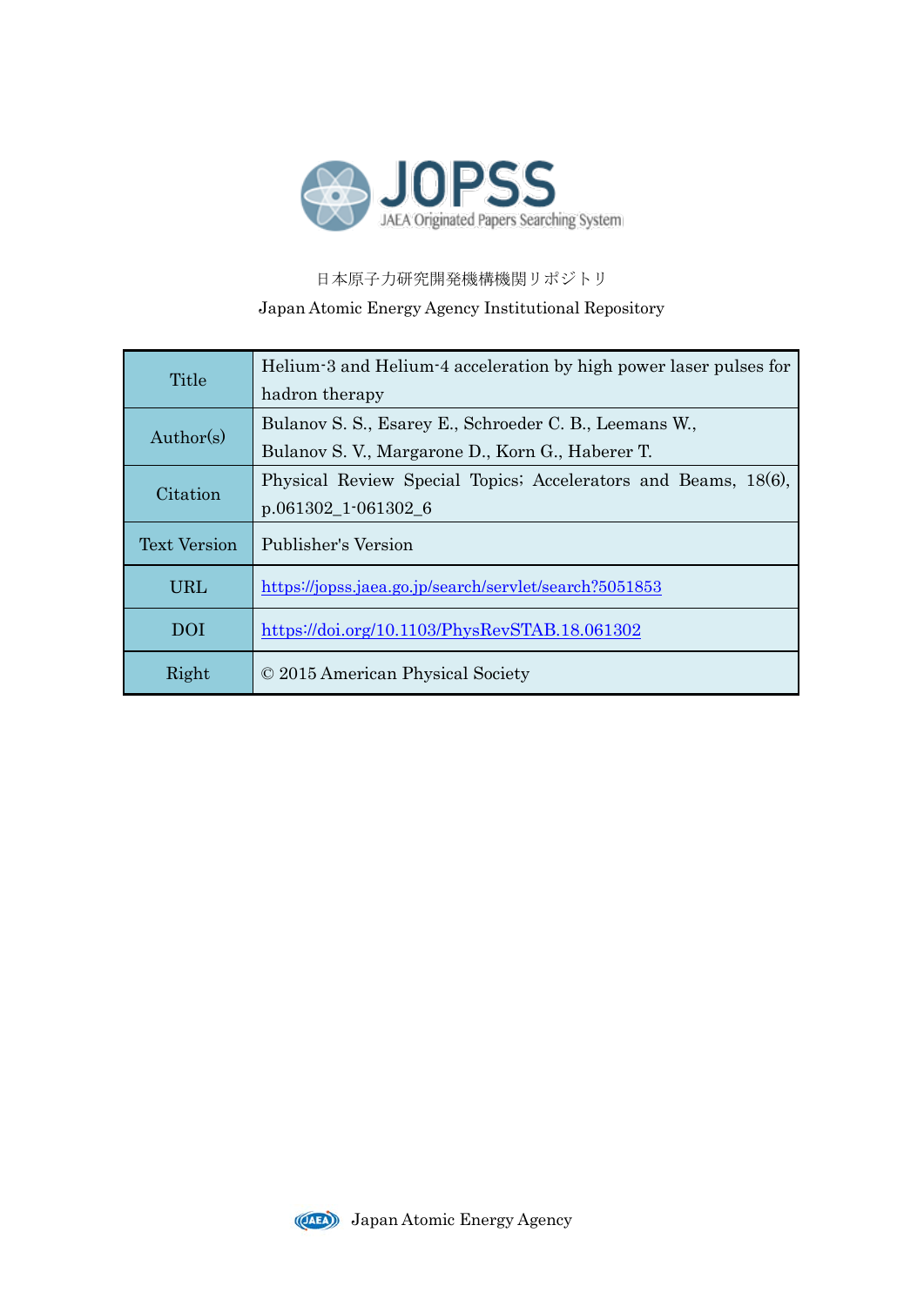# JOPSS

JAEA Originated Papers Searching System

日本原子力研究開発機構機関リポジトリ

Japan Atomic Energy Agency Institutional Repository

| | |
|---|---|
| Title | Helium-3 and Helium-4 acceleration by high power laser pulses for hadron therapy |
| Author(s) | Bulanov S. S., Esarey E., Schroeder C. B., Leemans W., Bulanov S. V., Margarone D., Korn G., Haberer T. |
| Citation | Physical Review Special Topics; Accelerators and Beams, 18(6), p.061302_1-061302_6 |
| Text Version | Publisher's Version |
| URL | https://jopss.jaea.go.jp/search/servlet/search?5051853 |
| DOI | https://doi.org/10.1103/PhysRevSTAB.18.061302 |
| Right | © 2015 American Physical Society |

Japan Atomic Energy Agency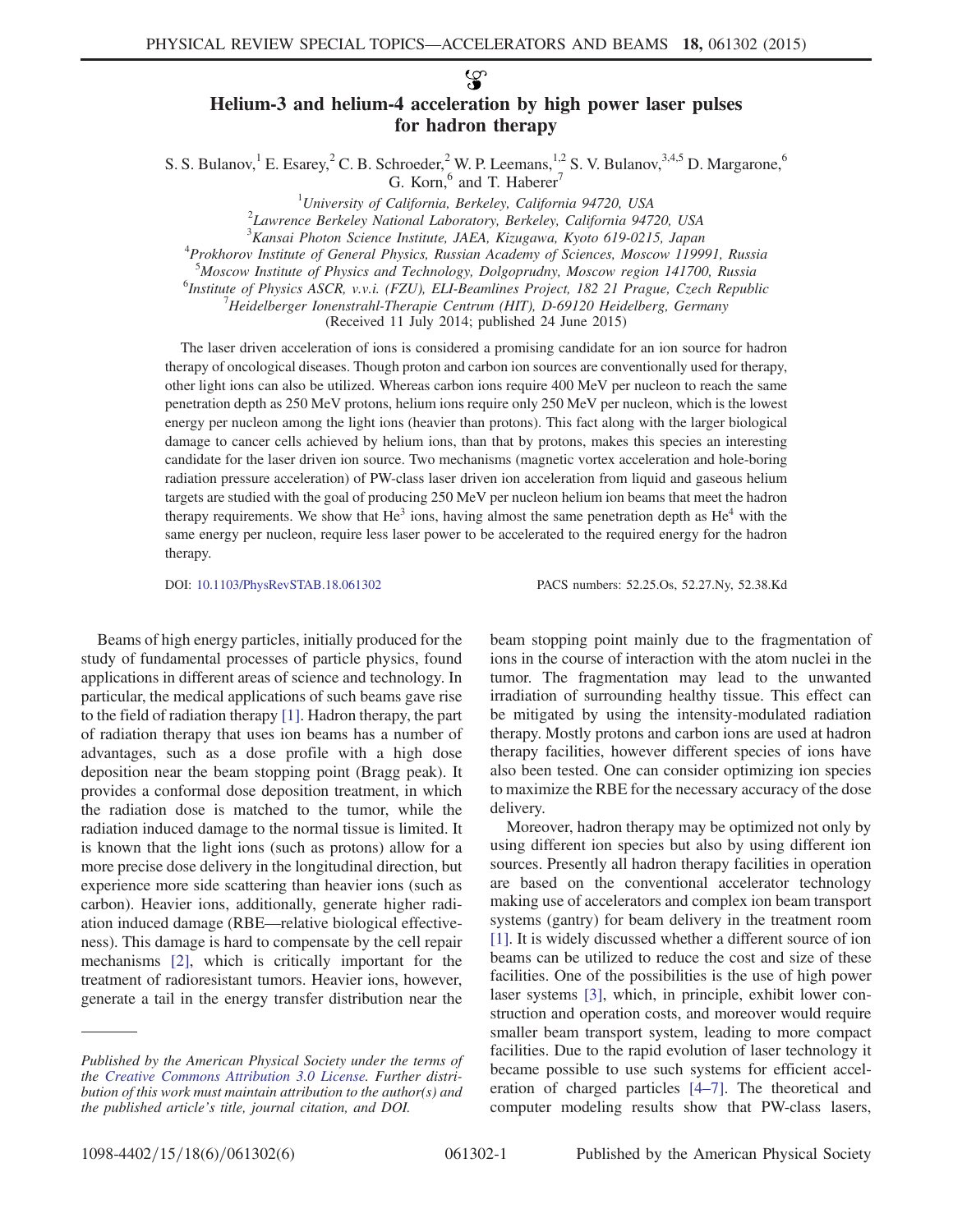# Helium-3 and helium-4 acceleration by high power laser pulses for hadron therapy

S. S. Bulanov,[1] E. Esarey,[2] C. B. Schroeder,[2] W. P. Leemans,[1,2] S. V. Bulanov,[3,4,5] D. Margarone,[6] G. Korn,[6] and T. Haberer[7]

[1]University of California, Berkeley, California 94720, USA
[2]Lawrence Berkeley National Laboratory, Berkeley, California 94720, USA
[3]Kansai Photon Science Institute, JAEA, Kizugawa, Kyoto 619-0215, Japan
[4]Prokhorov Institute of General Physics, Russian Academy of Sciences, Moscow 119991, Russia
[5]Moscow Institute of Physics and Technology, Dolgoprudny, Moscow region 141700, Russia
[6]Institute of Physics ASCR, v.v.i. (FZU), ELI-Beamlines Project, 182 21 Prague, Czech Republic
[7]Heidelberger Ionenstrahl-Therapie Centrum (HIT), D-69120 Heidelberg, Germany

(Received 11 July 2014; published 24 June 2015)

The laser driven acceleration of ions is considered a promising candidate for an ion source for hadron therapy of oncological diseases. Though proton and carbon ion sources are conventionally used for therapy, other light ions can also be utilized. Whereas carbon ions require 400 MeV per nucleon to reach the same penetration depth as 250 MeV protons, helium ions require only 250 MeV per nucleon, which is the lowest energy per nucleon among the light ions (heavier than protons). This fact along with the larger biological damage to cancer cells achieved by helium ions, than that by protons, makes this species an interesting candidate for the laser driven ion source. Two mechanisms (magnetic vortex acceleration and hole-boring radiation pressure acceleration) of PW-class laser driven ion acceleration from liquid and gaseous helium targets are studied with the goal of producing 250 MeV per nucleon helium ion beams that meet the hadron therapy requirements. We show that $He^3$ ions, having almost the same penetration depth as $He^4$ with the same energy per nucleon, require less laser power to be accelerated to the required energy for the hadron therapy.

DOI: 10.1103/PhysRevSTAB.18.061302 PACS numbers: 52.25.Os, 52.27.Ny, 52.38.Kd

Beams of high energy particles, initially produced for the study of fundamental processes of particle physics, found applications in different areas of science and technology. In particular, the medical applications of such beams gave rise to the field of radiation therapy [1]. Hadron therapy, the part of radiation therapy that uses ion beams has a number of advantages, such as a dose profile with a high dose deposition near the beam stopping point (Bragg peak). It provides a conformal dose deposition treatment, in which the radiation dose is matched to the tumor, while the radiation induced damage to the normal tissue is limited. It is known that the light ions (such as protons) allow for a more precise dose delivery in the longitudinal direction, but experience more side scattering than heavier ions (such as carbon). Heavier ions, additionally, generate higher radiation induced damage (RBE—relative biological effectiveness). This damage is hard to compensate by the cell repair mechanisms [2], which is critically important for the treatment of radioresistant tumors. Heavier ions, however, generate a tail in the energy transfer distribution near the beam stopping point mainly due to the fragmentation of ions in the course of interaction with the atom nuclei in the tumor. The fragmentation may lead to the unwanted irradiation of surrounding healthy tissue. This effect can be mitigated by using the intensity-modulated radiation therapy. Mostly protons and carbon ions are used at hadron therapy facilities, however different species of ions have also been tested. One can consider optimizing ion species to maximize the RBE for the necessary accuracy of the dose delivery.

Moreover, hadron therapy may be optimized not only by using different ion species but also by using different ion sources. Presently all hadron therapy facilities in operation are based on the conventional accelerator technology making use of accelerators and complex ion beam transport systems (gantry) for beam delivery in the treatment room [1]. It is widely discussed whether a different source of ion beams can be utilized to reduce the cost and size of these facilities. One of the possibilities is the use of high power laser systems [3], which, in principle, exhibit lower construction and operation costs, and moreover would require smaller beam transport system, leading to more compact facilities. Due to the rapid evolution of laser technology it became possible to use such systems for efficient acceleration of charged particles [4–7]. The theoretical and computer modeling results show that PW-class lasers,

Published by the American Physical Society under the terms of the Creative Commons Attribution 3.0 License. Further distribution of this work must maintain attribution to the author(s) and the published article's title, journal citation, and DOI.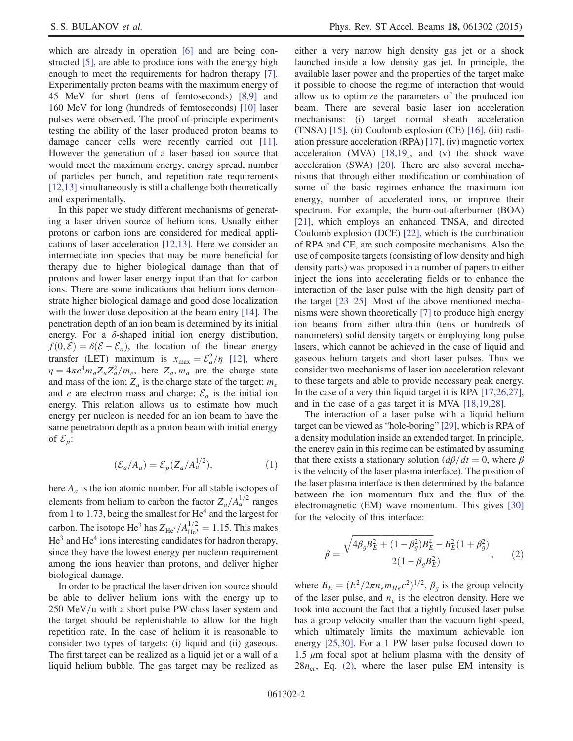which are already in operation [6] and are being constructed [5], are able to produce ions with the energy high enough to meet the requirements for hadron therapy [7]. Experimentally proton beams with the maximum energy of 45 MeV for short (tens of femtoseconds) [8,9] and 160 MeV for long (hundreds of femtoseconds) [10] laser pulses were observed. The proof-of-principle experiments testing the ability of the laser produced proton beams to damage cancer cells were recently carried out [11]. However the generation of a laser based ion source that would meet the maximum energy, energy spread, number of particles per bunch, and repetition rate requirements [12,13] simultaneously is still a challenge both theoretically and experimentally.

In this paper we study different mechanisms of generating a laser driven source of helium ions. Usually either protons or carbon ions are considered for medical applications of laser acceleration [12,13]. Here we consider an intermediate ion species that may be more beneficial for therapy due to higher biological damage than that of protons and lower laser energy input than that for carbon ions. There are some indications that helium ions demonstrate higher biological damage and good dose localization with the lower dose deposition at the beam entry [14]. The penetration depth of an ion beam is determined by its initial energy. For a $\delta$-shaped initial ion energy distribution, $f(0,\mathcal{E}) = \delta(\mathcal{E} - \mathcal{E}_a)$, the location of the linear energy transfer (LET) maximum is $x_{\max} = \mathcal{E}_a^2/\eta$ [12], where $\eta = 4\pi e^4 m_a Z_u Z_a^2/m_e$, here $Z_a, m_a$ are the charge state and mass of the ion; $Z_u$ is the charge state of the target; $m_e$ and $e$ are electron mass and charge; $\mathcal{E}_a$ is the initial ion energy. This relation allows us to estimate how much energy per nucleon is needed for an ion beam to have the same penetration depth as a proton beam with initial energy of $\mathcal{E}_p$:

$$(\mathcal{E}_a/A_a) = \mathcal{E}_p(Z_a/A_a^{1/2}), \tag{1}$$

here $A_a$ is the ion atomic number. For all stable isotopes of elements from helium to carbon the factor $Z_a/A_a^{1/2}$ ranges from 1 to 1.73, being the smallest for $He^4$ and the largest for carbon. The isotope $He^3$ has $Z_{He^3}/A_{He^3}^{1/2} = 1.15$. This makes $He^3$ and $He^4$ ions interesting candidates for hadron therapy, since they have the lowest energy per nucleon requirement among the ions heavier than protons, and deliver higher biological damage.

In order to be practical the laser driven ion source should be able to deliver helium ions with the energy up to 250 MeV/u with a short pulse PW-class laser system and the target should be replenishable to allow for the high repetition rate. In the case of helium it is reasonable to consider two types of targets: (i) liquid and (ii) gaseous. The first target can be realized as a liquid jet or a wall of a liquid helium bubble. The gas target may be realized as either a very narrow high density gas jet or a shock launched inside a low density gas jet. In principle, the available laser power and the properties of the target make it possible to choose the regime of interaction that would allow us to optimize the parameters of the produced ion beam. There are several basic laser ion acceleration mechanisms: (i) target normal sheath acceleration (TNSA) [15], (ii) Coulomb explosion (CE) [16], (iii) radiation pressure acceleration (RPA) [17], (iv) magnetic vortex acceleration (MVA) [18,19], and (v) the shock wave acceleration (SWA) [20]. There are also several mechanisms that through either modification or combination of some of the basic regimes enhance the maximum ion energy, number of accelerated ions, or improve their spectrum. For example, the burn-out-afterburner (BOA) [21], which employs an enhanced TNSA, and directed Coulomb explosion (DCE) [22], which is the combination of RPA and CE, are such composite mechanisms. Also the use of composite targets (consisting of low density and high density parts) was proposed in a number of papers to either inject the ions into accelerating fields or to enhance the interaction of the laser pulse with the high density part of the target [23–25]. Most of the above mentioned mechanisms were shown theoretically [7] to produce high energy ion beams from either ultra-thin (tens or hundreds of nanometers) solid density targets or employing long pulse lasers, which cannot be achieved in the case of liquid and gaseous helium targets and short laser pulses. Thus we consider two mechanisms of laser ion acceleration relevant to these targets and able to provide necessary peak energy. In the case of a very thin liquid target it is RPA [17,26,27], and in the case of a gas target it is MVA [18,19,28].

The interaction of a laser pulse with a liquid helium target can be viewed as "hole-boring" [29], which is RPA of a density modulation inside an extended target. In principle, the energy gain in this regime can be estimated by assuming that there exists a stationary solution ($d\beta/dt = 0$, where $\beta$ is the velocity of the laser plasma interface). The position of the laser plasma interface is then determined by the balance between the ion momentum flux and the flux of the electromagnetic (EM) wave momentum. This gives [30] for the velocity of this interface:

$$\beta = \frac{\sqrt{4\beta_g B_E^2 + (1-\beta_g^2)B_E^4} - B_E^2(1+\beta_g^2)}{2(1-\beta_g B_E^2)}, \tag{2}$$

where $B_E = (E^2/2\pi n_e m_{He} c^2)^{1/2}$, $\beta_g$ is the group velocity of the laser pulse, and $n_e$ is the electron density. Here we took into account the fact that a tightly focused laser pulse has a group velocity smaller than the vacuum light speed, which ultimately limits the maximum achievable ion energy [25,30]. For a 1 PW laser pulse focused down to 1.5 $\mu$m focal spot at helium plasma with the density of $28 n_{\rm cr}$, Eq. (2), where the laser pulse EM intensity is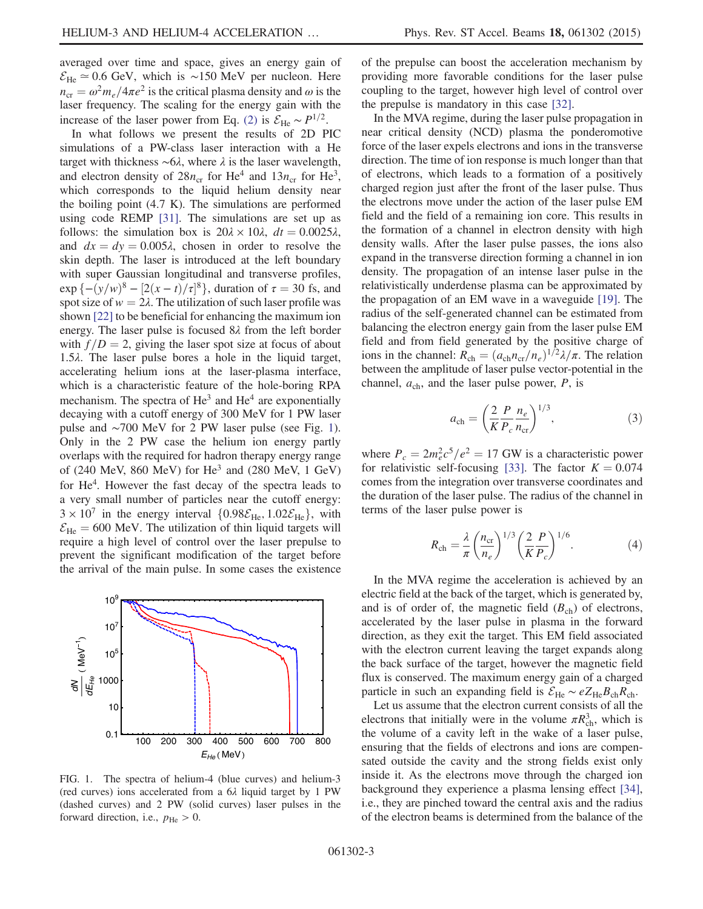averaged over time and space, gives an energy gain of $\mathcal{E}_{\rm He} \simeq 0.6$ GeV, which is ~150 MeV per nucleon. Here $n_{\rm cr} = \omega^2 m_e / 4\pi e^2$ is the critical plasma density and $\omega$ is the laser frequency. The scaling for the energy gain with the increase of the laser power from Eq. (2) is $\mathcal{E}_{\rm He} \sim P^{1/2}$.

In what follows we present the results of 2D PIC simulations of a PW-class laser interaction with a He target with thickness $\sim 6\lambda$, where $\lambda$ is the laser wavelength, and electron density of $28 n_{\rm cr}$ for $He^4$ and $13 n_{\rm cr}$ for $He^3$, which corresponds to the liquid helium density near the boiling point (4.7 K). The simulations are performed using code REMP [31]. The simulations are set up as follows: the simulation box is $20\lambda \times 10\lambda$, $dt = 0.0025\lambda$, and $dx = dy = 0.005\lambda$, chosen in order to resolve the skin depth. The laser is introduced at the left boundary with super Gaussian longitudinal and transverse profiles, $\exp\{-(y/w)^8 - [2(x-t)/\tau]^8\}$, duration of $\tau = 30$ fs, and spot size of $w = 2\lambda$. The utilization of such laser profile was shown [22] to be beneficial for enhancing the maximum ion energy. The laser pulse is focused $8\lambda$ from the left border with $f/D = 2$, giving the laser spot size at focus of about $1.5\lambda$. The laser pulse bores a hole in the liquid target, accelerating helium ions at the laser-plasma interface, which is a characteristic feature of the hole-boring RPA mechanism. The spectra of $He^3$ and $He^4$ are exponentially decaying with a cutoff energy of 300 MeV for 1 PW laser pulse and ~700 MeV for 2 PW laser pulse (see Fig. 1). Only in the 2 PW case the helium ion energy partly overlaps with the required for hadron therapy energy range of (240 MeV, 860 MeV) for $He^3$ and (280 MeV, 1 GeV) for $He^4$. However the fast decay of the spectra leads to a very small number of particles near the cutoff energy: $3 \times 10^7$ in the energy interval $\{0.98\mathcal{E}_{\rm He}, 1.02\mathcal{E}_{\rm He}\}$, with $\mathcal{E}_{\rm He} = 600$ MeV. The utilization of thin liquid targets will require a high level of control over the laser prepulse to prevent the significant modification of the target before the arrival of the main pulse. In some cases the existence of the prepulse can boost the acceleration mechanism by providing more favorable conditions for the laser pulse coupling to the target, however high level of control over the prepulse is mandatory in this case [32].

FIG. 1. The spectra of helium-4 (blue curves) and helium-3 (red curves) ions accelerated from a $6\lambda$ liquid target by 1 PW (dashed curves) and 2 PW (solid curves) laser pulses in the forward direction, i.e., $p_{\rm He} > 0$.

In the MVA regime, during the laser pulse propagation in near critical density (NCD) plasma the ponderomotive force of the laser expels electrons and ions in the transverse direction. The time of ion response is much longer than that of electrons, which leads to a formation of a positively charged region just after the front of the laser pulse. Thus the electrons move under the action of the laser pulse EM field and the field of a remaining ion core. This results in the formation of a channel in electron density with high density walls. After the laser pulse passes, the ions also expand in the transverse direction forming a channel in ion density. The propagation of an intense laser pulse in the relativistically underdense plasma can be approximated by the propagation of an EM wave in a waveguide [19]. The radius of the self-generated channel can be estimated from balancing the electron energy gain from the laser pulse EM field and from field generated by the positive charge of ions in the channel: $R_{\rm ch} = (a_{\rm ch} n_{\rm cr}/n_e)^{1/2}\lambda/\pi$. The relation between the amplitude of laser pulse vector-potential in the channel, $a_{\rm ch}$, and the laser pulse power, $P$, is

$$a_{\rm ch} = \left(\frac{2}{K}\frac{P}{P_c}\frac{n_e}{n_{\rm cr}}\right)^{1/3}, \tag{3}$$

where $P_c = 2m_e^2 c^5/e^2 = 17$ GW is a characteristic power for relativistic self-focusing [33]. The factor $K = 0.074$ comes from the integration over transverse coordinates and the duration of the laser pulse. The radius of the channel in terms of the laser pulse power is

$$R_{\rm ch} = \frac{\lambda}{\pi}\left(\frac{n_{\rm cr}}{n_e}\right)^{1/3}\left(\frac{2}{K}\frac{P}{P_c}\right)^{1/6}. \tag{4}$$

In the MVA regime the acceleration is achieved by an electric field at the back of the target, which is generated by, and is of order of, the magnetic field ($B_{\rm ch}$) of electrons, accelerated by the laser pulse in plasma in the forward direction, as they exit the target. This EM field associated with the electron current leaving the target expands along the back surface of the target, however the magnetic field flux is conserved. The maximum energy gain of a charged particle in such an expanding field is $\mathcal{E}_{\rm He} \sim eZ_{\rm He}B_{\rm ch}R_{\rm ch}$.

Let us assume that the electron current consists of all the electrons that initially were in the volume $\pi R_{\rm ch}^3$, which is the volume of a cavity left in the wake of a laser pulse, ensuring that the fields of electrons and ions are compensated outside the cavity and the strong fields exist only inside it. As the electrons move through the charged ion background they experience a plasma lensing effect [34], i.e., they are pinched toward the central axis and the radius of the electron beams is determined from the balance of the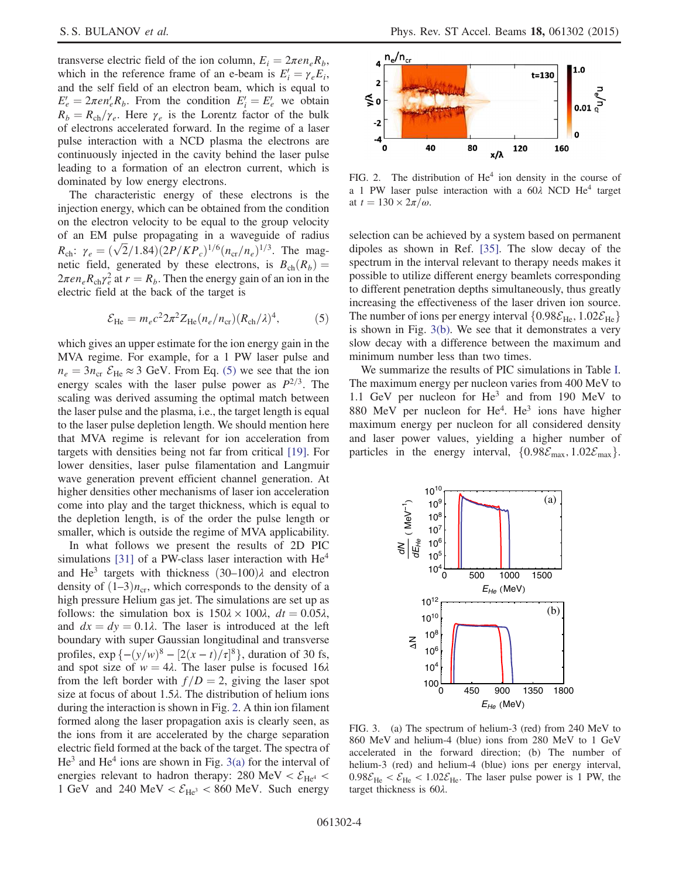transverse electric field of the ion column, $E_i = 2\pi e n_e R_b$, which in the reference frame of an e-beam is $E_i' = \gamma_e E_i$, and the self field of an electron beam, which is equal to $E_e' = 2\pi e n_e' R_b$. From the condition $E_i' = E_e'$ we obtain $R_b = R_{ch}/\gamma_e$. Here $\gamma_e$ is the Lorentz factor of the bulk of electrons accelerated forward. In the regime of a laser pulse interaction with a NCD plasma the electrons are continuously injected in the cavity behind the laser pulse leading to a formation of an electron current, which is dominated by low energy electrons.

The characteristic energy of these electrons is the injection energy, which can be obtained from the condition on the electron velocity to be equal to the group velocity of an EM pulse propagating in a waveguide of radius $R_{ch}$: $\gamma_e = (\sqrt{2}/1.84)(2P/KP_c)^{1/6}(n_{cr}/n_e)^{1/3}$. The magnetic field, generated by these electrons, is $B_{ch}(R_b) = 2\pi e n_e R_{ch}\gamma_e^2$ at $r = R_b$. Then the energy gain of an ion in the electric field at the back of the target is

$$\mathcal{E}_{He} = m_e c^2 2\pi^2 Z_{He}(n_e/n_{cr})(R_{ch}/\lambda)^4, \qquad (5)$$

which gives an upper estimate for the ion energy gain in the MVA regime. For example, for a 1 PW laser pulse and $n_e = 3n_{cr}$ $\mathcal{E}_{He} \approx 3$ GeV. From Eq. (5) we see that the ion energy scales with the laser pulse power as $P^{2/3}$. The scaling was derived assuming the optimal match between the laser pulse and the plasma, i.e., the target length is equal to the laser pulse depletion length. We should mention here that MVA regime is relevant for ion acceleration from targets with densities being not far from critical [19]. For lower densities, laser pulse filamentation and Langmuir wave generation prevent efficient channel generation. At higher densities other mechanisms of laser ion acceleration come into play and the target thickness, which is equal to the depletion length, is of the order the pulse length or smaller, which is outside the regime of MVA applicability.

In what follows we present the results of 2D PIC simulations [31] of a PW-class laser interaction with $He^4$ and $He^3$ targets with thickness $(30\text{–}100)\lambda$ and electron density of $(1\text{–}3)n_{cr}$, which corresponds to the density of a high pressure Helium gas jet. The simulations are set up as follows: the simulation box is $150\lambda \times 100\lambda$, $dt = 0.05\lambda$, and $dx = dy = 0.1\lambda$. The laser is introduced at the left boundary with super Gaussian longitudinal and transverse profiles, $\exp\{-(y/w)^8 - [2(x-t)/\tau]^8\}$, duration of 30 fs, and spot size of $w = 4\lambda$. The laser pulse is focused $16\lambda$ from the left border with $f/D = 2$, giving the laser spot size at focus of about $1.5\lambda$. The distribution of helium ions during the interaction is shown in Fig. 2. A thin ion filament formed along the laser propagation axis is clearly seen, as the ions from it are accelerated by the charge separation electric field formed at the back of the target. The spectra of $He^3$ and $He^4$ ions are shown in Fig. 3(a) for the interval of energies relevant to hadron therapy: 280 MeV $< \mathcal{E}_{He^4} <$ 1 GeV and 240 MeV $< \mathcal{E}_{He^3} <$ 860 MeV. Such energy selection can be achieved by a system based on permanent dipoles as shown in Ref. [35]. The slow decay of the spectrum in the interval relevant to therapy needs makes it possible to utilize different energy beamlets corresponding to different penetration depths simultaneously, thus greatly increasing the effectiveness of the laser driven ion source. The number of ions per energy interval $\{0.98\mathcal{E}_{He}, 1.02\mathcal{E}_{He}\}$ is shown in Fig. 3(b). We see that it demonstrates a very slow decay with a difference between the maximum and minimum number less than two times.

FIG. 2. The distribution of $He^4$ ion density in the course of a 1 PW laser pulse interaction with a $60\lambda$ NCD $He^4$ target at $t = 130 \times 2\pi/\omega$.

We summarize the results of PIC simulations in Table I. The maximum energy per nucleon varies from 400 MeV to 1.1 GeV per nucleon for $He^3$ and from 190 MeV to 880 MeV per nucleon for $He^4$. $He^3$ ions have higher maximum energy per nucleon for all considered density and laser power values, yielding a higher number of particles in the energy interval, $\{0.98\mathcal{E}_{max}, 1.02\mathcal{E}_{max}\}$.

FIG. 3. (a) The spectrum of helium-3 (red) from 240 MeV to 860 MeV and helium-4 (blue) ions from 280 MeV to 1 GeV accelerated in the forward direction; (b) The number of helium-3 (red) and helium-4 (blue) ions per energy interval, $0.98\mathcal{E}_{He} < \mathcal{E}_{He} < 1.02\mathcal{E}_{He}$. The laser pulse power is 1 PW, the target thickness is $60\lambda$.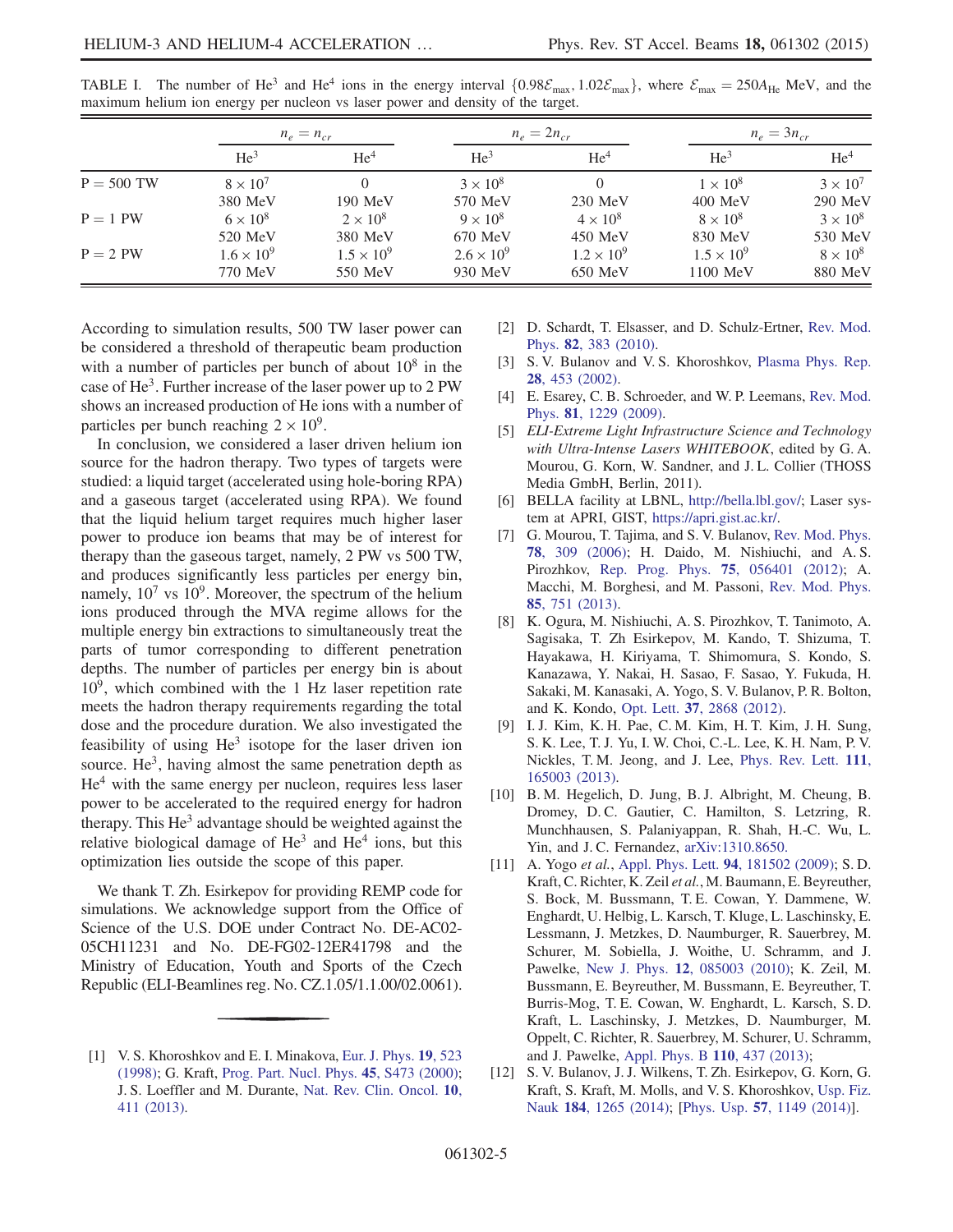TABLE I. The number of $He^3$ and $He^4$ ions in the energy interval $\{0.98\mathcal{E}_{max}, 1.02\mathcal{E}_{max}\}$, where $\mathcal{E}_{max} = 250 A_{He}$ MeV, and the maximum helium ion energy per nucleon vs laser power and density of the target.

| | $n_e = n_{cr}$ | | $n_e = 2n_{cr}$ | | $n_e = 3n_{cr}$ | |
|---|---|---|---|---|---|---|
| | $He^3$ | $He^4$ | $He^3$ | $He^4$ | $He^3$ | $He^4$ |
| P = 500 TW | $8 \times 10^7$ | 0 | $3 \times 10^8$ | 0 | $1 \times 10^8$ | $3 \times 10^7$ |
| | 380 MeV | 190 MeV | 570 MeV | 230 MeV | 400 MeV | 290 MeV |
| P = 1 PW | $6 \times 10^8$ | $2 \times 10^8$ | $9 \times 10^8$ | $4 \times 10^8$ | $8 \times 10^8$ | $3 \times 10^8$ |
| | 520 MeV | 380 MeV | 670 MeV | 450 MeV | 830 MeV | 530 MeV |
| P = 2 PW | $1.6 \times 10^9$ | $1.5 \times 10^9$ | $2.6 \times 10^9$ | $1.2 \times 10^9$ | $1.5 \times 10^9$ | $8 \times 10^8$ |
| | 770 MeV | 550 MeV | 930 MeV | 650 MeV | 1100 MeV | 880 MeV |

According to simulation results, 500 TW laser power can be considered a threshold of therapeutic beam production with a number of particles per bunch of about $10^8$ in the case of $He^3$. Further increase of the laser power up to 2 PW shows an increased production of He ions with a number of particles per bunch reaching $2 \times 10^9$.

In conclusion, we considered a laser driven helium ion source for the hadron therapy. Two types of targets were studied: a liquid target (accelerated using hole-boring RPA) and a gaseous target (accelerated using RPA). We found that the liquid helium target requires much higher laser power to produce ion beams that may be of interest for therapy than the gaseous target, namely, 2 PW vs 500 TW, and produces significantly less particles per energy bin, namely, $10^7$ vs $10^9$. Moreover, the spectrum of the helium ions produced through the MVA regime allows for the multiple energy bin extractions to simultaneously treat the parts of tumor corresponding to different penetration depths. The number of particles per energy bin is about $10^9$, which combined with the 1 Hz laser repetition rate meets the hadron therapy requirements regarding the total dose and the procedure duration. We also investigated the feasibility of using $He^3$ isotope for the laser driven ion source. $He^3$, having almost the same penetration depth as $He^4$ with the same energy per nucleon, requires less laser power to be accelerated to the required energy for hadron therapy. This $He^3$ advantage should be weighted against the relative biological damage of $He^3$ and $He^4$ ions, but this optimization lies outside the scope of this paper.

We thank T. Zh. Esirkepov for providing REMP code for simulations. We acknowledge support from the Office of Science of the U.S. DOE under Contract No. DE-AC02-05CH11231 and No. DE-FG02-12ER41798 and the Ministry of Education, Youth and Sports of the Czech Republic (ELI-Beamlines reg. No. CZ.1.05/1.1.00/02.0061).

---

[1] V. S. Khoroshkov and E. I. Minakova, Eur. J. Phys. **19**, 523 (1998); G. Kraft, Prog. Part. Nucl. Phys. **45**, S473 (2000); J. S. Loeffler and M. Durante, Nat. Rev. Clin. Oncol. **10**, 411 (2013).

[2] D. Schardt, T. Elsasser, and D. Schulz-Ertner, Rev. Mod. Phys. **82**, 383 (2010).

[3] S. V. Bulanov and V. S. Khoroshkov, Plasma Phys. Rep. **28**, 453 (2002).

[4] E. Esarey, C. B. Schroeder, and W. P. Leemans, Rev. Mod. Phys. **81**, 1229 (2009).

[5] *ELI-Extreme Light Infrastructure Science and Technology with Ultra-Intense Lasers WHITEBOOK*, edited by G. A. Mourou, G. Korn, W. Sandner, and J. L. Collier (THOSS Media GmbH, Berlin, 2011).

[6] BELLA facility at LBNL, http://bella.lbl.gov/; Laser system at APRI, GIST, https://apri.gist.ac.kr/.

[7] G. Mourou, T. Tajima, and S. V. Bulanov, Rev. Mod. Phys. **78**, 309 (2006); H. Daido, M. Nishiuchi, and A. S. Pirozhkov, Rep. Prog. Phys. **75**, 056401 (2012); A. Macchi, M. Borghesi, and M. Passoni, Rev. Mod. Phys. **85**, 751 (2013).

[8] K. Ogura, M. Nishiuchi, A. S. Pirozhkov, T. Tanimoto, A. Sagisaka, T. Zh Esirkepov, M. Kando, T. Shizuma, T. Hayakawa, H. Kiriyama, T. Shimomura, S. Kondo, S. Kanazawa, Y. Nakai, H. Sasao, F. Sasao, Y. Fukuda, H. Sakaki, M. Kanasaki, A. Yogo, S. V. Bulanov, P. R. Bolton, and K. Kondo, Opt. Lett. **37**, 2868 (2012).

[9] I. J. Kim, K. H. Pae, C. M. Kim, H. T. Kim, J. H. Sung, S. K. Lee, T. J. Yu, I. W. Choi, C.-L. Lee, K. H. Nam, P. V. Nickles, T. M. Jeong, and J. Lee, Phys. Rev. Lett. **111**, 165003 (2013).

[10] B. M. Hegelich, D. Jung, B. J. Albright, M. Cheung, B. Dromey, D. C. Gautier, C. Hamilton, S. Letzring, R. Munchhausen, S. Palaniyappan, R. Shah, H.-C. Wu, L. Yin, and J. C. Fernandez, arXiv:1310.8650.

[11] A. Yogo *et al.*, Appl. Phys. Lett. **94**, 181502 (2009); S. D. Kraft, C. Richter, K. Zeil *et al.*, M. Baumann, E. Beyreuther, S. Bock, M. Bussmann, T. E. Cowan, Y. Dammene, W. Enghardt, U. Helbig, L. Karsch, T. Kluge, L. Laschinsky, E. Lessmann, J. Metzkes, D. Naumburger, R. Sauerbrey, M. Schurer, M. Sobiella, J. Woithe, U. Schramm, and J. Pawelke, New J. Phys. **12**, 085003 (2010); K. Zeil, M. Bussmann, E. Beyreuther, M. Bussmann, E. Beyreuther, T. Burris-Mog, T. E. Cowan, W. Enghardt, L. Karsch, S. D. Kraft, L. Laschinsky, J. Metzkes, D. Naumburger, M. Oppelt, C. Richter, R. Sauerbrey, M. Schurer, U. Schramm, and J. Pawelke, Appl. Phys. B **110**, 437 (2013);

[12] S. V. Bulanov, J. J. Wilkens, T. Zh. Esirkepov, G. Korn, G. Kraft, S. Kraft, M. Molls, and V. S. Khoroshkov, Usp. Fiz. Nauk **184**, 1265 (2014); [Phys. Usp. **57**, 1149 (2014)].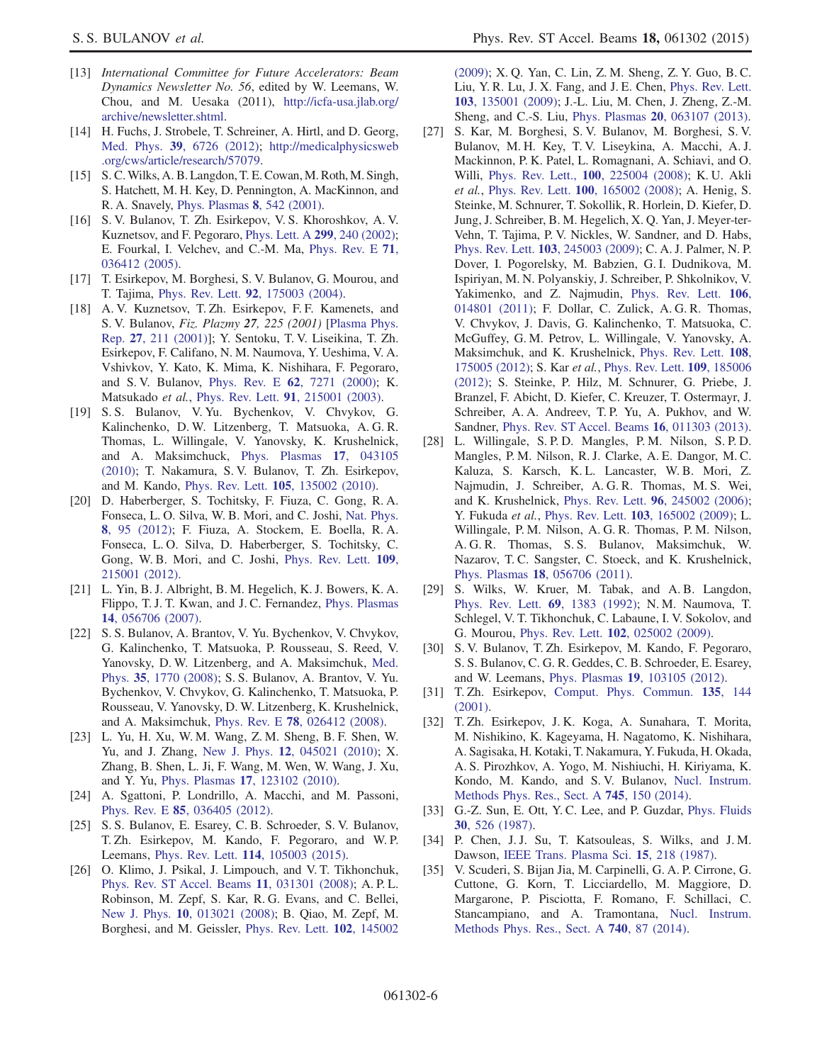[13] *International Committee for Future Accelerators: Beam Dynamics Newsletter No. 56*, edited by W. Leemans, W. Chou, and M. Uesaka (2011), http://icfa-usa.jlab.org/archive/newsletter.shtml.

[14] H. Fuchs, J. Strobele, T. Schreiner, A. Hirtl, and D. Georg, Med. Phys. **39**, 6726 (2012); http://medicalphysicsweb.org/cws/article/research/57079.

[15] S. C. Wilks, A. B. Langdon, T. E. Cowan, M. Roth, M. Singh, S. Hatchett, M. H. Key, D. Pennington, A. MacKinnon, and R. A. Snavely, Phys. Plasmas **8**, 542 (2001).

[16] S. V. Bulanov, T. Zh. Esirkepov, V. S. Khoroshkov, A. V. Kuznetsov, and F. Pegoraro, Phys. Lett. A **299**, 240 (2002); E. Fourkal, I. Velchev, and C.-M. Ma, Phys. Rev. E **71**, 036412 (2005).

[17] T. Esirkepov, M. Borghesi, S. V. Bulanov, G. Mourou, and T. Tajima, Phys. Rev. Lett. **92**, 175003 (2004).

[18] A. V. Kuznetsov, T. Zh. Esirkepov, F. F. Kamenets, and S. V. Bulanov, *Fiz. Plazmy* **27**, 225 (2001) [Plasma Phys. Rep. **27**, 211 (2001)]; Y. Sentoku, T. V. Liseikina, T. Zh. Esirkepov, F. Califano, N. M. Naumova, Y. Ueshima, V. A. Vshivkov, Y. Kato, K. Mima, K. Nishihara, F. Pegoraro, and S. V. Bulanov, Phys. Rev. E **62**, 7271 (2000); K. Matsukado *et al.*, Phys. Rev. Lett. **91**, 215001 (2003).

[19] S. S. Bulanov, V. Yu. Bychenkov, V. Chvykov, G. Kalinchenko, D. W. Litzenberg, T. Matsuoka, A. G. R. Thomas, L. Willingale, V. Yanovsky, K. Krushelnick, and A. Maksimchuck, Phys. Plasmas **17**, 043105 (2010); T. Nakamura, S. V. Bulanov, T. Zh. Esirkepov, and M. Kando, Phys. Rev. Lett. **105**, 135002 (2010).

[20] D. Haberberger, S. Tochitsky, F. Fiuza, C. Gong, R. A. Fonseca, L. O. Silva, W. B. Mori, and C. Joshi, Nat. Phys. **8**, 95 (2012); F. Fiuza, A. Stockem, E. Boella, R. A. Fonseca, L. O. Silva, D. Haberberger, S. Tochitsky, C. Gong, W. B. Mori, and C. Joshi, Phys. Rev. Lett. **109**, 215001 (2012).

[21] L. Yin, B. J. Albright, B. M. Hegelich, K. J. Bowers, K. A. Flippo, T. J. T. Kwan, and J. C. Fernandez, Phys. Plasmas **14**, 056706 (2007).

[22] S. S. Bulanov, A. Brantov, V. Yu. Bychenkov, V. Chvykov, G. Kalinchenko, T. Matsuoka, P. Rousseau, S. Reed, V. Yanovsky, D. W. Litzenberg, and A. Maksimchuk, Med. Phys. **35**, 1770 (2008); S. S. Bulanov, A. Brantov, V. Yu. Bychenkov, V. Chvykov, G. Kalinchenko, T. Matsuoka, P. Rousseau, V. Yanovsky, D. W. Litzenberg, K. Krushelnick, and A. Maksimchuk, Phys. Rev. E **78**, 026412 (2008).

[23] L. Yu, H. Xu, W. M. Wang, Z. M. Sheng, B. F. Shen, W. Yu, and J. Zhang, New J. Phys. **12**, 045021 (2010); X. Zhang, B. Shen, L. Ji, F. Wang, M. Wen, W. Wang, J. Xu, and Y. Yu, Phys. Plasmas **17**, 123102 (2010).

[24] A. Sgattoni, P. Londrillo, A. Macchi, and M. Passoni, Phys. Rev. E **85**, 036405 (2012).

[25] S. S. Bulanov, E. Esarey, C. B. Schroeder, S. V. Bulanov, T. Zh. Esirkepov, M. Kando, F. Pegoraro, and W. P. Leemans, Phys. Rev. Lett. **114**, 105003 (2015).

[26] O. Klimo, J. Psikal, J. Limpouch, and V. T. Tikhonchuk, Phys. Rev. ST Accel. Beams **11**, 031301 (2008); A. P. L. Robinson, M. Zepf, S. Kar, R. G. Evans, and C. Bellei, New J. Phys. **10**, 013021 (2008); B. Qiao, M. Zepf, M. Borghesi, and M. Geissler, Phys. Rev. Lett. **102**, 145002 (2009); X. Q. Yan, C. Lin, Z. M. Sheng, Z. Y. Guo, B. C. Liu, Y. R. Lu, J. X. Fang, and J. E. Chen, Phys. Rev. Lett. **103**, 135001 (2009); J.-L. Liu, M. Chen, J. Zheng, Z.-M. Sheng, and C.-S. Liu, Phys. Plasmas **20**, 063107 (2013).

[27] S. Kar, M. Borghesi, S. V. Bulanov, M. Borghesi, S. V. Bulanov, M. H. Key, T. V. Liseykina, A. Macchi, A. J. Mackinnon, P. K. Patel, L. Romagnani, A. Schiavi, and O. Willi, Phys. Rev. Lett., **100**, 225004 (2008); K. U. Akli *et al.*, Phys. Rev. Lett. **100**, 165002 (2008); A. Henig, S. Steinke, M. Schnurer, T. Sokollik, R. Horlein, D. Kiefer, D. Jung, J. Schreiber, B. M. Hegelich, X. Q. Yan, J. Meyer-ter-Vehn, T. Tajima, P. V. Nickles, W. Sandner, and D. Habs, Phys. Rev. Lett. **103**, 245003 (2009); C. A. J. Palmer, N. P. Dover, I. Pogorelsky, M. Babzien, G. I. Dudnikova, M. Ispiriyan, M. N. Polyanskiy, J. Schreiber, P. Shkolnikov, V. Yakimenko, and Z. Najmudin, Phys. Rev. Lett. **106**, 014801 (2011); F. Dollar, C. Zulick, A. G. R. Thomas, V. Chvykov, J. Davis, G. Kalinchenko, T. Matsuoka, C. McGuffey, G. M. Petrov, L. Willingale, V. Yanovsky, A. Maksimchuk, and K. Krushelnick, Phys. Rev. Lett. **108**, 175005 (2012); S. Kar *et al.*, Phys. Rev. Lett. **109**, 185006 (2012); S. Steinke, P. Hilz, M. Schnurer, G. Priebe, J. Branzel, F. Abicht, D. Kiefer, C. Kreuzer, T. Ostermayr, J. Schreiber, A. A. Andreev, T. P. Yu, A. Pukhov, and W. Sandner, Phys. Rev. ST Accel. Beams **16**, 011303 (2013).

[28] L. Willingale, S. P. D. Mangles, P. M. Nilson, S. P. D. Mangles, P. M. Nilson, R. J. Clarke, A. E. Dangor, M. C. Kaluza, S. Karsch, K. L. Lancaster, W. B. Mori, Z. Najmudin, J. Schreiber, A. G. R. Thomas, M. S. Wei, and K. Krushelnick, Phys. Rev. Lett. **96**, 245002 (2006); Y. Fukuda *et al.*, Phys. Rev. Lett. **103**, 165002 (2009); L. Willingale, P. M. Nilson, A. G. R. Thomas, P. M. Nilson, A. G. R. Thomas, S. S. Bulanov, Maksimchuk, W. Nazarov, T. C. Sangster, C. Stoeck, and K. Krushelnick, Phys. Plasmas **18**, 056706 (2011).

[29] S. Wilks, W. Kruer, M. Tabak, and A. B. Langdon, Phys. Rev. Lett. **69**, 1383 (1992); N. M. Naumova, T. Schlegel, V. T. Tikhonchuk, C. Labaune, I. V. Sokolov, and G. Mourou, Phys. Rev. Lett. **102**, 025002 (2009).

[30] S. V. Bulanov, T. Zh. Esirkepov, M. Kando, F. Pegoraro, S. S. Bulanov, C. G. R. Geddes, C. B. Schroeder, E. Esarey, and W. Leemans, Phys. Plasmas **19**, 103105 (2012).

[31] T. Zh. Esirkepov, Comput. Phys. Commun. **135**, 144 (2001).

[32] T. Zh. Esirkepov, J. K. Koga, A. Sunahara, T. Morita, M. Nishikino, K. Kageyama, H. Nagatomo, K. Nishihara, A. Sagisaka, H. Kotaki, T. Nakamura, Y. Fukuda, H. Okada, A. S. Pirozhkov, A. Yogo, M. Nishiuchi, H. Kiriyama, K. Kondo, M. Kando, and S. V. Bulanov, Nucl. Instrum. Methods Phys. Res., Sect. A **745**, 150 (2014).

[33] G.-Z. Sun, E. Ott, Y. C. Lee, and P. Guzdar, Phys. Fluids **30**, 526 (1987).

[34] P. Chen, J. J. Su, T. Katsouleas, S. Wilks, and J. M. Dawson, IEEE Trans. Plasma Sci. **15**, 218 (1987).

[35] V. Scuderi, S. Bijan Jia, M. Carpinelli, G. A. P. Cirrone, G. Cuttone, G. Korn, T. Licciardello, M. Maggiore, D. Margarone, P. Pisciotta, F. Romano, F. Schillaci, C. Stancampiano, and A. Tramontana, Nucl. Instrum. Methods Phys. Res., Sect. A **740**, 87 (2014).